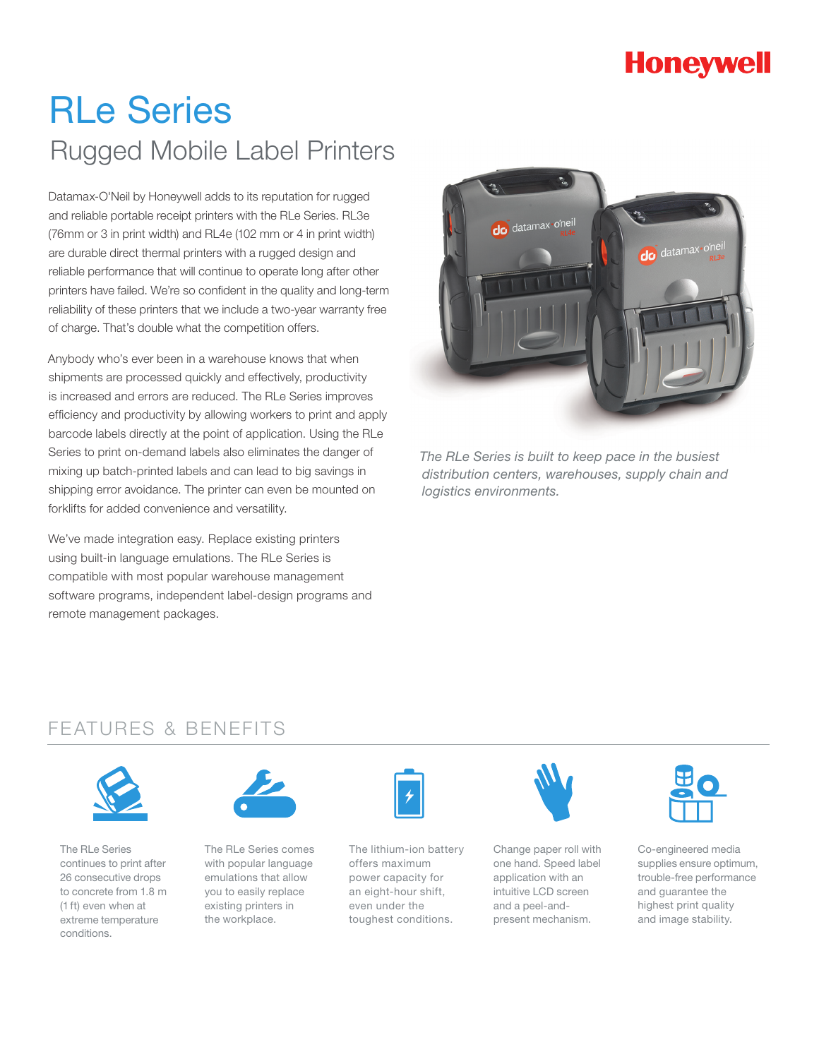Honeywell

# RLe Series

## Rugged Mobile Label Printers

Datamax-O'Neil by Honeywell adds to its reputation for rugged and reliable portable receipt printers with the RLe Series. RL3e (76mm or 3 in print width) and RL4e (102 mm or 4 in print width) are durable direct thermal printers with a rugged design and reliable performance that will continue to operate long after other printers have failed. We're so confident in the quality and long-term reliability of these printers that we include a two-year warranty free of charge. That's double what the competition offers.

Anybody who's ever been in a warehouse knows that when shipments are processed quickly and effectively, productivity is increased and errors are reduced. The RLe Series improves efficiency and productivity by allowing workers to print and apply barcode labels directly at the point of application. Using the RLe Series to print on-demand labels also eliminates the danger of mixing up batch-printed labels and can lead to big savings in shipping error avoidance. The printer can even be mounted on forklifts for added convenience and versatility.

We've made integration easy. Replace existing printers using built-in language emulations. The RLe Series is compatible with most popular warehouse management software programs, independent label-design programs and remote management packages.

*The RLe Series is built to keep pace in the busiest distribution centers, warehouses, supply chain and logistics environments.*

## FEATURES & BENEFITS

- The RLe Series continues to print after 26 consecutive drops to concrete from 1.8 m (1 ft) even when at extreme temperature conditions.
- The RLe Series comes with popular language emulations that allow you to easily replace existing printers in the workplace.
- The lithium-ion battery offers maximum power capacity for an eight-hour shift, even under the toughest conditions.
- Change paper roll with one hand. Speed label application with an intuitive LCD screen and a peel-and-present mechanism.
- Co-engineered media supplies ensure optimum, trouble-free performance and guarantee the highest print quality and image stability.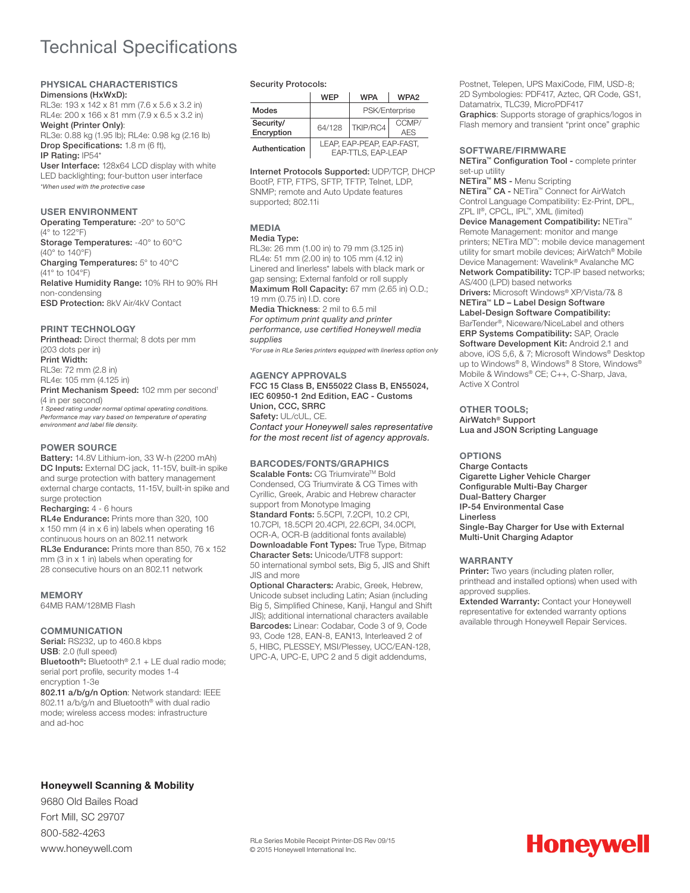# Technical Specifications

## PHYSICAL CHARACTERISTICS

**Dimensions (HxWxD):**
RL3e: 193 x 142 x 81 mm (7.6 x 5.6 x 3.2 in)
RL4e: 200 x 166 x 81 mm (7.9 x 6.5 x 3.2 in)
**Weight (Printer Only)**:
RL3e: 0.88 kg (1.95 lb); RL4e: 0.98 kg (2.16 lb)
**Drop Specifications:** 1.8 m (6 ft),
**IP Rating:** IP54*
**User Interface:** 128x64 LCD display with white LED backlighting; four-button user interface
*\*When used with the protective case*

## USER ENVIRONMENT

**Operating Temperature:** -20° to 50°C (4° to 122°F)
**Storage Temperatures:** -40° to 60°C (40° to 140°F)
**Charging Temperatures:** 5° to 40°C (41° to 104°F)
**Relative Humidity Range:** 10% RH to 90% RH non-condensing
**ESD Protection:** 8kV Air/4kV Contact

## PRINT TECHNOLOGY

**Printhead:** Direct thermal; 8 dots per mm (203 dots per in)
**Print Width:**
RL3e: 72 mm (2.8 in)
RL4e: 105 mm (4.125 in)
**Print Mechanism Speed:** 102 mm per second[1] (4 in per second)
*1 Speed rating under normal optimal operating conditions. Performance may vary based on temperature of operating environment and label file density.*

## POWER SOURCE

**Battery:** 14.8V Lithium-ion, 33 W-h (2200 mAh)
**DC Inputs:** External DC jack, 11-15V, built-in spike and surge protection with battery management external charge contacts, 11-15V, built-in spike and surge protection
**Recharging:** 4 - 6 hours
**RL4e Endurance:** Prints more than 320, 100 x 150 mm (4 in x 6 in) labels when operating 16 continuous hours on an 802.11 network
**RL3e Endurance:** Prints more than 850, 76 x 152 mm (3 in x 1 in) labels when operating for 28 consecutive hours on an 802.11 network

## MEMORY

64MB RAM/128MB Flash

## COMMUNICATION

**Serial:** RS232, up to 460.8 kbps
**USB**: 2.0 (full speed)
**Bluetooth®:** Bluetooth® 2.1 + LE dual radio mode; serial port profile, security modes 1-4 encryption 1-3e
**802.11 a/b/g/n Option**: Network standard: IEEE 802.11 a/b/g/n and Bluetooth® with dual radio mode; wireless access modes: infrastructure and ad-hoc

**Security Protocols:**

| | WEP | WPA | WPA2 |
|---|---|---|---|
| Modes | | PSK/Enterprise | |
| Security/ Encryption | 64/128 | TKIP/RC4 | CCMP/ AES |
| Authentication | LEAP, EAP-PEAP, EAP-FAST, EAP-TTLS, EAP-LEAP | | |

**Internet Protocols Supported:** UDP/TCP, DHCP BootP, FTP, FTPS, SFTP, TFTP, Telnet, LDP, SNMP; remote and Auto Update features supported; 802.11i

## MEDIA

**Media Type:**
RL3e: 26 mm (1.00 in) to 79 mm (3.125 in)
RL4e: 51 mm (2.00 in) to 105 mm (4.12 in)
Linered and linerless* labels with black mark or gap sensing; External fanfold or roll supply
**Maximum Roll Capacity:** 67 mm (2.65 in) O.D.; 19 mm (0.75 in) I.D. core
**Media Thickness**: 2 mil to 6.5 mil
*For optimum print quality and printer performance, use certified Honeywell media supplies*
*\*For use in RLe Series printers equipped with linerless option only*

## AGENCY APPROVALS

**FCC 15 Class B, EN55022 Class B, EN55024, IEC 60950-1 2nd Edition, EAC - Customs Union, CCC, SRRC**
**Safety:** UL/cUL, CE.
*Contact your Honeywell sales representative for the most recent list of agency approvals.*

## BARCODES/FONTS/GRAPHICS

**Scalable Fonts:** CG Triumvirate™ Bold Condensed, CG Triumvirate & CG Times with Cyrillic, Greek, Arabic and Hebrew character support from Monotype Imaging
**Standard Fonts:** 5.5CPI, 7.2CPI, 10.2 CPI, 10.7CPI, 18.5CPI 20.4CPI, 22.6CPI, 34.0CPI, OCR-A, OCR-B (additional fonts available)
**Downloadable Font Types:** True Type, Bitmap
**Character Sets:** Unicode/UTF8 support: 50 international symbol sets, Big 5, JIS and Shift JIS and more
**Optional Characters:** Arabic, Greek, Hebrew, Unicode subset including Latin; Asian (including Big 5, Simplified Chinese, Kanji, Hangul and Shift JIS); additional international characters available
**Barcodes:** Linear: Codabar, Code 3 of 9, Code 93, Code 128, EAN-8, EAN13, Interleaved 2 of 5, HIBC, PLESSEY, MSI/Plessey, UCC/EAN-128, UPC-A, UPC-E, UPC 2 and 5 digit addendums, Postnet, Telepen, UPS MaxiCode, FIM, USD-8; 2D Symbologies: PDF417, Aztec, QR Code, GS1, Datamatrix, TLC39, MicroPDF417
**Graphics**: Supports storage of graphics/logos in Flash memory and transient "print once" graphic

## SOFTWARE/FIRMWARE

**NETira™ Configuration Tool -** complete printer set-up utility
**NETira™ MS -** Menu Scripting
**NETira™ CA -** NETira™ Connect for AirWatch
Control Language Compatibility: Ez-Print, DPL, ZPL II®, CPCL, IPL™, XML (limited)
**Device Management Compatibility:** NETira™ Remote Management: monitor and mange printers; NETira MD™: mobile device management utility for smart mobile devices; AirWatch® Mobile Device Management: Wavelink® Avalanche MC
**Network Compatibility:** TCP-IP based networks; AS/400 (LPD) based networks
**Drivers:** Microsoft Windows® XP/Vista/7& 8
**NETira™ LD – Label Design Software**
**Label-Design Software Compatibility:** BarTender®, Niceware/NiceLabel and others
**ERP Systems Compatibility:** SAP, Oracle
**Software Development Kit:** Android 2.1 and above, iOS 5,6, & 7; Microsoft Windows® Desktop up to Windows® 8, Windows® 8 Store, Windows® Mobile & Windows® CE; C++, C-Sharp, Java, Active X Control

## OTHER TOOLS;

**AirWatch® Support**
**Lua and JSON Scripting Language**

## OPTIONS

**Charge Contacts**
**Cigarette Ligher Vehicle Charger**
**Configurable Multi-Bay Charger**
**Dual-Battery Charger**
**IP-54 Environmental Case**
**Linerless**
**Single-Bay Charger for Use with External Multi-Unit Charging Adaptor**

## WARRANTY

**Printer:** Two years (including platen roller, printhead and installed options) when used with approved supplies.
**Extended Warranty:** Contact your Honeywell representative for extended warranty options available through Honeywell Repair Services.

**Honeywell Scanning & Mobility**
9680 Old Bailes Road
Fort Mill, SC 29707
800-582-4263
www.honeywell.com

RLe Series Mobile Receipt Printer-DS Rev 09/15
© 2015 Honeywell International Inc.

Honeywell